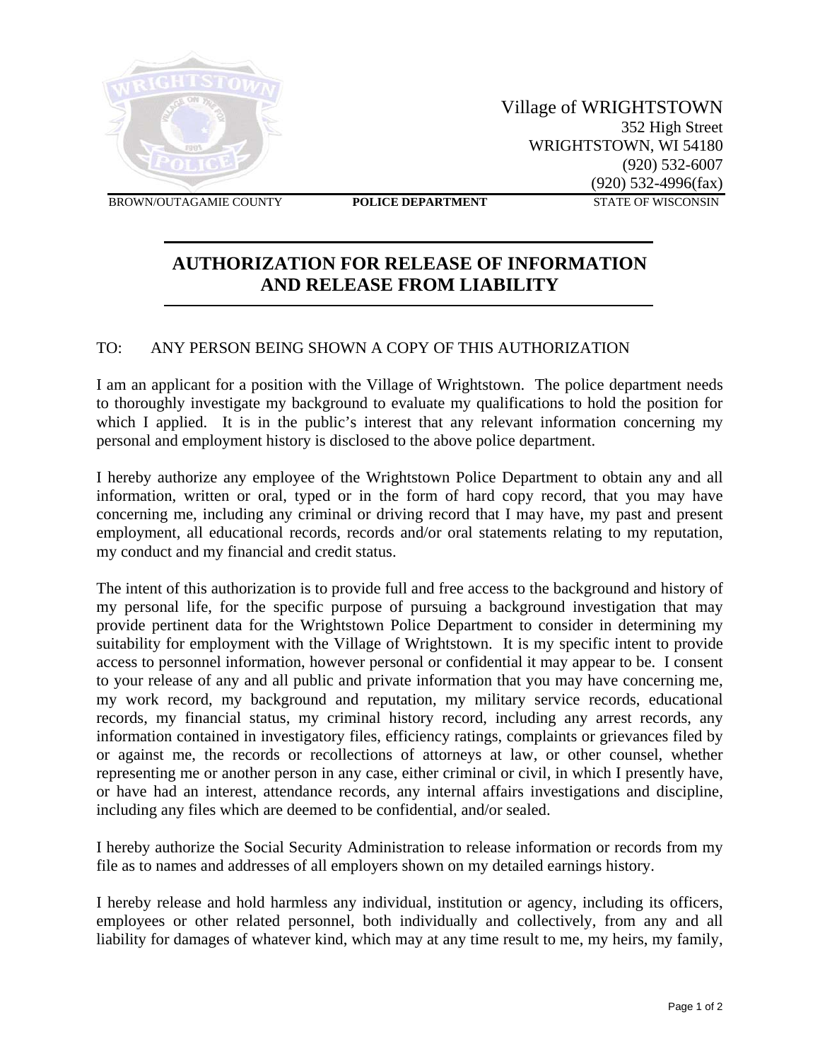Village of WRIGHTSTOWN
352 High Street
WRIGHTSTOWN, WI 54180
(920) 532-6007
(920) 532-4996(fax)

BROWN/OUTAGAMIE COUNTY **POLICE DEPARTMENT** STATE OF WISCONSIN

# AUTHORIZATION FOR RELEASE OF INFORMATION AND RELEASE FROM LIABILITY

TO: ANY PERSON BEING SHOWN A COPY OF THIS AUTHORIZATION

I am an applicant for a position with the Village of Wrightstown. The police department needs to thoroughly investigate my background to evaluate my qualifications to hold the position for which I applied. It is in the public's interest that any relevant information concerning my personal and employment history is disclosed to the above police department.

I hereby authorize any employee of the Wrightstown Police Department to obtain any and all information, written or oral, typed or in the form of hard copy record, that you may have concerning me, including any criminal or driving record that I may have, my past and present employment, all educational records, records and/or oral statements relating to my reputation, my conduct and my financial and credit status.

The intent of this authorization is to provide full and free access to the background and history of my personal life, for the specific purpose of pursuing a background investigation that may provide pertinent data for the Wrightstown Police Department to consider in determining my suitability for employment with the Village of Wrightstown. It is my specific intent to provide access to personnel information, however personal or confidential it may appear to be. I consent to your release of any and all public and private information that you may have concerning me, my work record, my background and reputation, my military service records, educational records, my financial status, my criminal history record, including any arrest records, any information contained in investigatory files, efficiency ratings, complaints or grievances filed by or against me, the records or recollections of attorneys at law, or other counsel, whether representing me or another person in any case, either criminal or civil, in which I presently have, or have had an interest, attendance records, any internal affairs investigations and discipline, including any files which are deemed to be confidential, and/or sealed.

I hereby authorize the Social Security Administration to release information or records from my file as to names and addresses of all employers shown on my detailed earnings history.

I hereby release and hold harmless any individual, institution or agency, including its officers, employees or other related personnel, both individually and collectively, from any and all liability for damages of whatever kind, which may at any time result to me, my heirs, my family,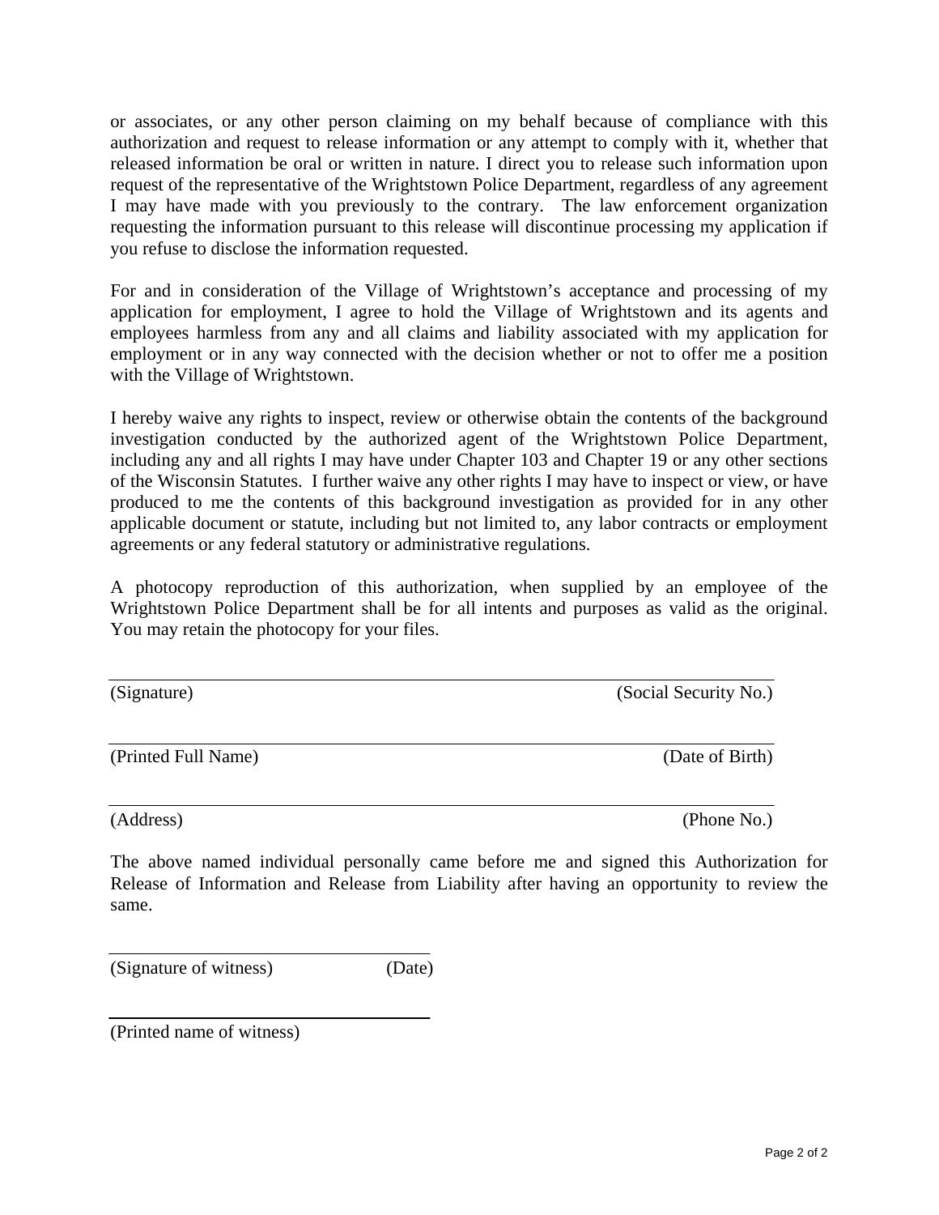or associates, or any other person claiming on my behalf because of compliance with this authorization and request to release information or any attempt to comply with it, whether that released information be oral or written in nature. I direct you to release such information upon request of the representative of the Wrightstown Police Department, regardless of any agreement I may have made with you previously to the contrary. The law enforcement organization requesting the information pursuant to this release will discontinue processing my application if you refuse to disclose the information requested.

For and in consideration of the Village of Wrightstown's acceptance and processing of my application for employment, I agree to hold the Village of Wrightstown and its agents and employees harmless from any and all claims and liability associated with my application for employment or in any way connected with the decision whether or not to offer me a position with the Village of Wrightstown.

I hereby waive any rights to inspect, review or otherwise obtain the contents of the background investigation conducted by the authorized agent of the Wrightstown Police Department, including any and all rights I may have under Chapter 103 and Chapter 19 or any other sections of the Wisconsin Statutes. I further waive any other rights I may have to inspect or view, or have produced to me the contents of this background investigation as provided for in any other applicable document or statute, including but not limited to, any labor contracts or employment agreements or any federal statutory or administrative regulations.

A photocopy reproduction of this authorization, when supplied by an employee of the Wrightstown Police Department shall be for all intents and purposes as valid as the original. You may retain the photocopy for your files.

______________________________________________________________

(Signature) (Social Security No.)

______________________________________________________________

(Printed Full Name) (Date of Birth)

______________________________________________________________

(Address) (Phone No.)

The above named individual personally came before me and signed this Authorization for Release of Information and Release from Liability after having an opportunity to review the same.

______________________________

(Signature of witness) (Date)

______________________________

(Printed name of witness)